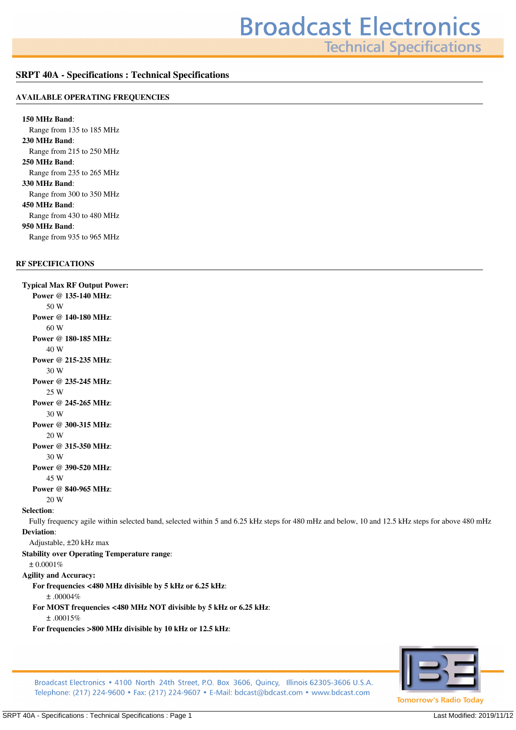# SRPT 40A - Specifications : Technical Specifications

## AVAILABLE OPERATING FREQUENCIES

**150 MHz Band**:
Range from 135 to 185 MHz

**230 MHz Band**:
Range from 215 to 250 MHz

**250 MHz Band**:
Range from 235 to 265 MHz

**330 MHz Band**:
Range from 300 to 350 MHz

**450 MHz Band**:
Range from 430 to 480 MHz

**950 MHz Band**:
Range from 935 to 965 MHz

## RF SPECIFICATIONS

**Typical Max RF Output Power:**

- **Power @ 135-140 MHz**:
  50 W
- **Power @ 140-180 MHz**:
  60 W
- **Power @ 180-185 MHz**:
  40 W
- **Power @ 215-235 MHz**:
  30 W
- **Power @ 235-245 MHz**:
  25 W
- **Power @ 245-265 MHz**:
  30 W
- **Power @ 300-315 MHz**:
  20 W
- **Power @ 315-350 MHz**:
  30 W
- **Power @ 390-520 MHz**:
  45 W
- **Power @ 840-965 MHz**:
  20 W

**Selection**:
Fully frequency agile within selected band, selected within 5 and 6.25 kHz steps for 480 mHz and below, 10 and 12.5 kHz steps for above 480 mHz

**Deviation**:
Adjustable, ±20 kHz max

**Stability over Operating Temperature range**:
± 0.0001%

**Agility and Accuracy:**

- **For frequencies <480 MHz divisible by 5 kHz or 6.25 kHz**:
  ± .00004%
- **For MOST frequencies <480 MHz NOT divisible by 5 kHz or 6.25 kHz**:
  ± .00015%
- **For frequencies >800 MHz divisible by 10 kHz or 12.5 kHz**: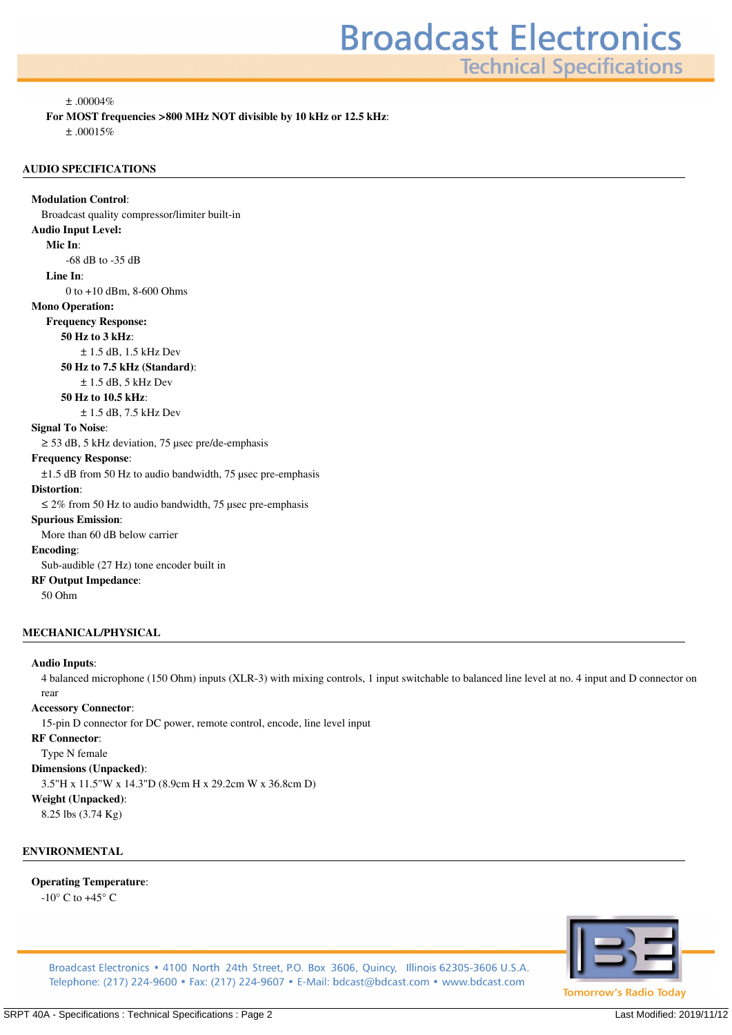± .00004%

**For MOST frequencies >800 MHz NOT divisible by 10 kHz or 12.5 kHz**:

± .00015%

## AUDIO SPECIFICATIONS

**Modulation Control**:
Broadcast quality compressor/limiter built-in

**Audio Input Level:**

**Mic In**:
-68 dB to -35 dB

**Line In**:
0 to +10 dBm, 8-600 Ohms

**Mono Operation:**

**Frequency Response:**

**50 Hz to 3 kHz**:
± 1.5 dB, 1.5 kHz Dev

**50 Hz to 7.5 kHz (Standard)**:
± 1.5 dB, 5 kHz Dev

**50 Hz to 10.5 kHz**:
± 1.5 dB, 7.5 kHz Dev

**Signal To Noise**:
≥ 53 dB, 5 kHz deviation, 75 µsec pre/de-emphasis

**Frequency Response**:
±1.5 dB from 50 Hz to audio bandwidth, 75 µsec pre-emphasis

**Distortion**:
≤ 2% from 50 Hz to audio bandwidth, 75 µsec pre-emphasis

**Spurious Emission**:
More than 60 dB below carrier

**Encoding**:
Sub-audible (27 Hz) tone encoder built in

**RF Output Impedance**:
50 Ohm

## MECHANICAL/PHYSICAL

**Audio Inputs**:
4 balanced microphone (150 Ohm) inputs (XLR-3) with mixing controls, 1 input switchable to balanced line level at no. 4 input and D connector on rear

**Accessory Connector**:
15-pin D connector for DC power, remote control, encode, line level input

**RF Connector**:
Type N female

**Dimensions (Unpacked)**:
3.5"H x 11.5"W x 14.3"D (8.9cm H x 29.2cm W x 36.8cm D)

**Weight (Unpacked)**:
8.25 lbs (3.74 Kg)

## ENVIRONMENTAL

**Operating Temperature**:
-10° C to +45° C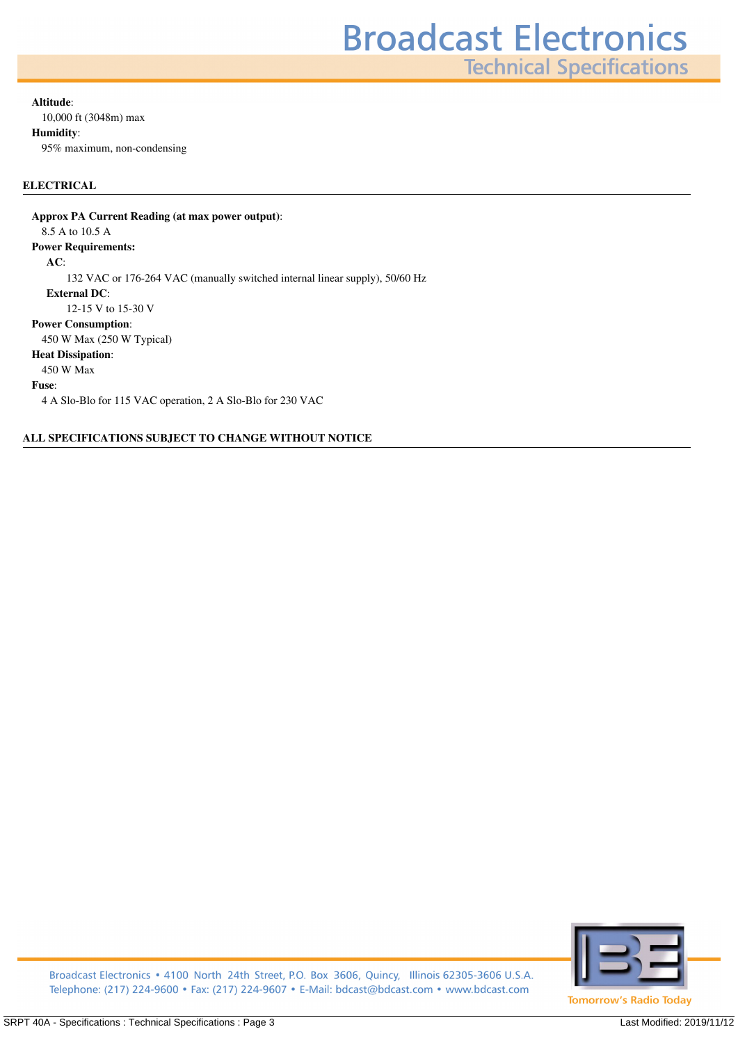**Altitude**:
10,000 ft (3048m) max

**Humidity**:
95% maximum, non-condensing

## ELECTRICAL

**Approx PA Current Reading (at max power output)**:
8.5 A to 10.5 A

**Power Requirements:**

**AC**:
132 VAC or 176-264 VAC (manually switched internal linear supply), 50/60 Hz

**External DC**:
12-15 V to 15-30 V

**Power Consumption**:
450 W Max (250 W Typical)

**Heat Dissipation**:
450 W Max

**Fuse**:
4 A Slo-Blo for 115 VAC operation, 2 A Slo-Blo for 230 VAC

## ALL SPECIFICATIONS SUBJECT TO CHANGE WITHOUT NOTICE